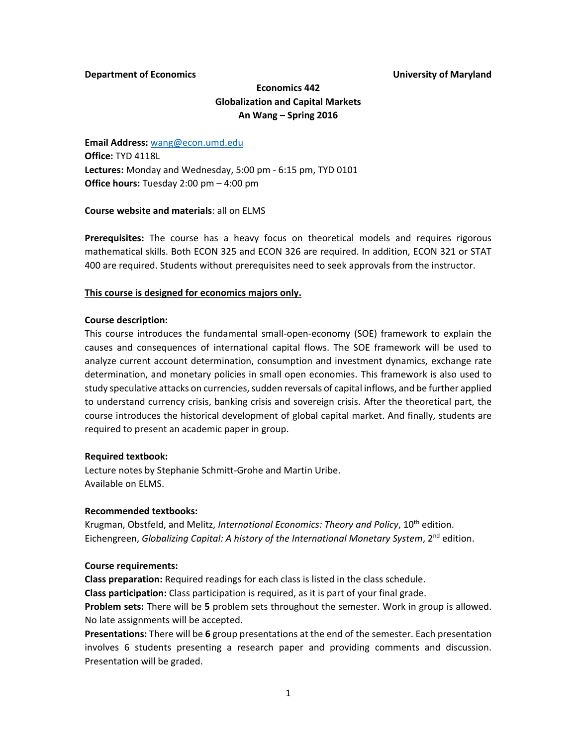**Department of Economics** **University of Maryland**

# Economics 442
## Globalization and Capital Markets
### An Wang – Spring 2016

**Email Address:** wang@econ.umd.edu
**Office:** TYD 4118L
**Lectures:** Monday and Wednesday, 5:00 pm - 6:15 pm, TYD 0101
**Office hours:** Tuesday 2:00 pm – 4:00 pm

**Course website and materials**: all on ELMS

**Prerequisites:** The course has a heavy focus on theoretical models and requires rigorous mathematical skills. Both ECON 325 and ECON 326 are required. In addition, ECON 321 or STAT 400 are required. Students without prerequisites need to seek approvals from the instructor.

**This course is designed for economics majors only.**

**Course description:**
This course introduces the fundamental small-open-economy (SOE) framework to explain the causes and consequences of international capital flows. The SOE framework will be used to analyze current account determination, consumption and investment dynamics, exchange rate determination, and monetary policies in small open economies. This framework is also used to study speculative attacks on currencies, sudden reversals of capital inflows, and be further applied to understand currency crisis, banking crisis and sovereign crisis. After the theoretical part, the course introduces the historical development of global capital market. And finally, students are required to present an academic paper in group.

**Required textbook:**
Lecture notes by Stephanie Schmitt-Grohe and Martin Uribe.
Available on ELMS.

**Recommended textbooks:**
Krugman, Obstfeld, and Melitz, *International Economics: Theory and Policy*, 10th edition.
Eichengreen, *Globalizing Capital: A history of the International Monetary System*, 2nd edition.

**Course requirements:**
**Class preparation:** Required readings for each class is listed in the class schedule.
**Class participation:** Class participation is required, as it is part of your final grade.
**Problem sets:** There will be **5** problem sets throughout the semester. Work in group is allowed. No late assignments will be accepted.
**Presentations:** There will be **6** group presentations at the end of the semester. Each presentation involves 6 students presenting a research paper and providing comments and discussion. Presentation will be graded.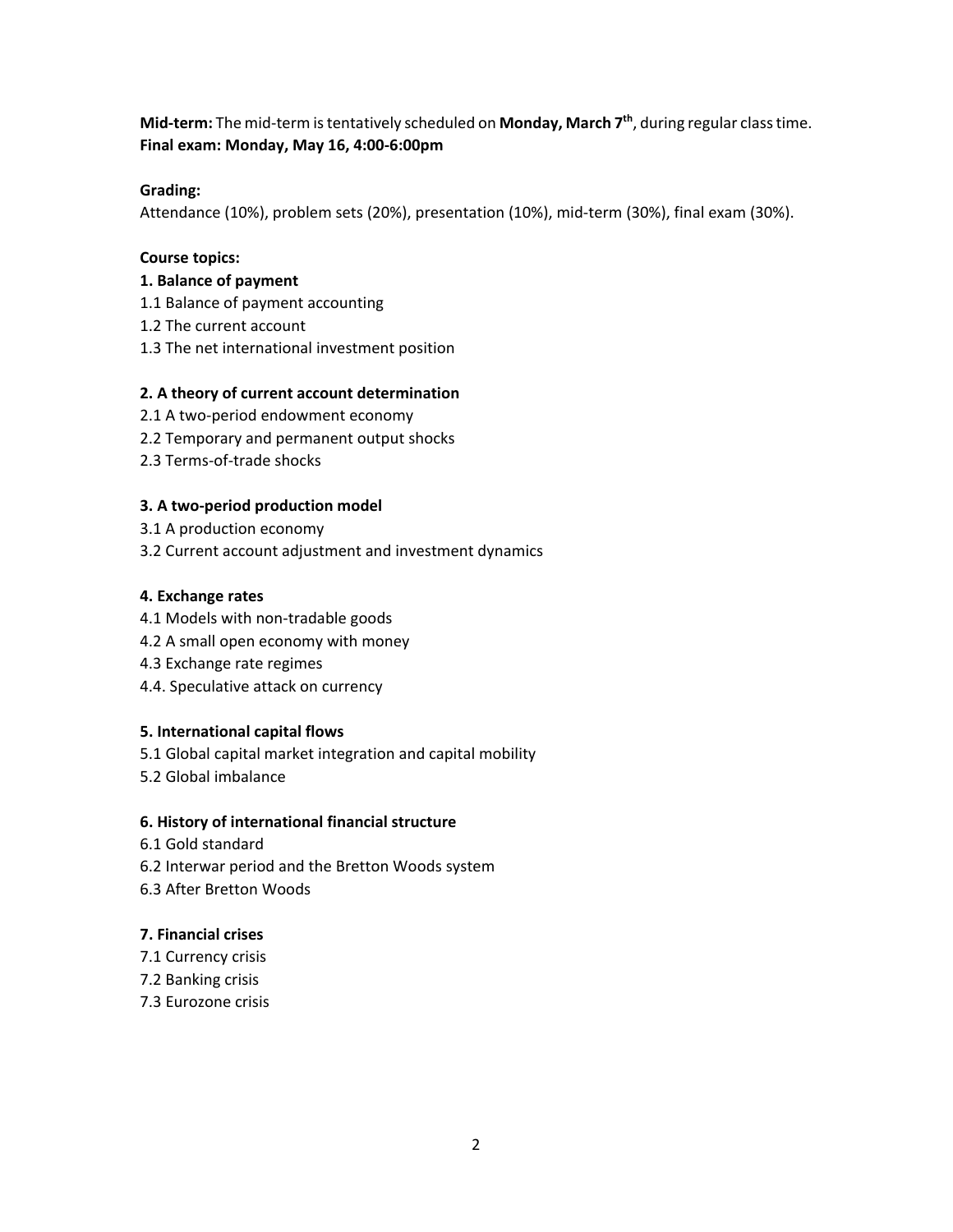**Mid-term:** The mid-term is tentatively scheduled on **Monday, March 7th**, during regular class time.
**Final exam: Monday, May 16, 4:00-6:00pm**

**Grading:**
Attendance (10%), problem sets (20%), presentation (10%), mid-term (30%), final exam (30%).

**Course topics:**

**1. Balance of payment**
1.1 Balance of payment accounting
1.2 The current account
1.3 The net international investment position

**2. A theory of current account determination**
2.1 A two-period endowment economy
2.2 Temporary and permanent output shocks
2.3 Terms-of-trade shocks

**3. A two-period production model**
3.1 A production economy
3.2 Current account adjustment and investment dynamics

**4. Exchange rates**
4.1 Models with non-tradable goods
4.2 A small open economy with money
4.3 Exchange rate regimes
4.4. Speculative attack on currency

**5. International capital flows**
5.1 Global capital market integration and capital mobility
5.2 Global imbalance

**6. History of international financial structure**
6.1 Gold standard
6.2 Interwar period and the Bretton Woods system
6.3 After Bretton Woods

**7. Financial crises**
7.1 Currency crisis
7.2 Banking crisis
7.3 Eurozone crisis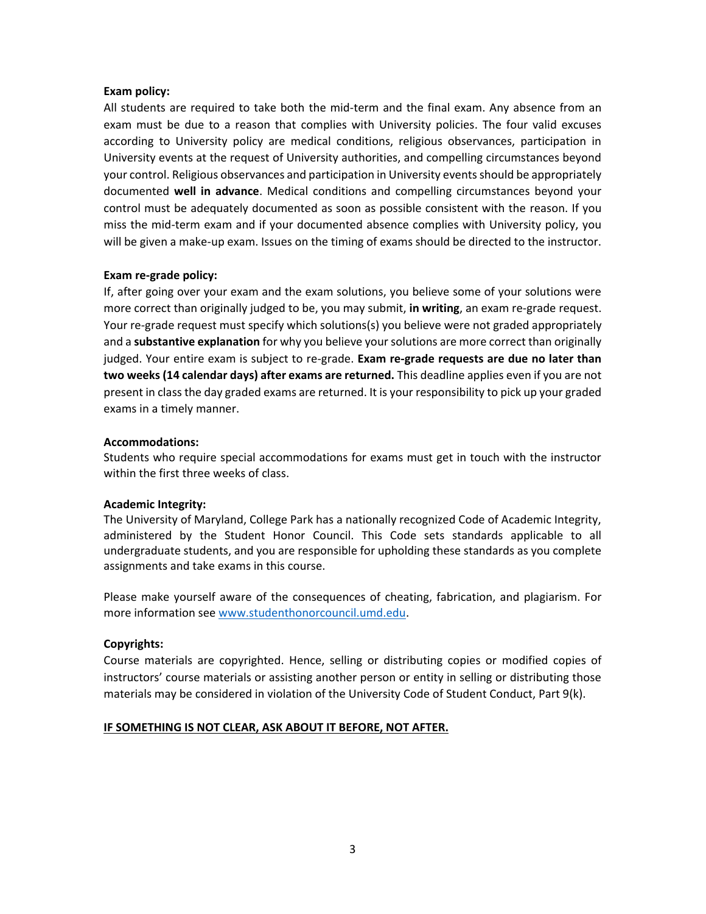**Exam policy:**

All students are required to take both the mid-term and the final exam. Any absence from an exam must be due to a reason that complies with University policies. The four valid excuses according to University policy are medical conditions, religious observances, participation in University events at the request of University authorities, and compelling circumstances beyond your control. Religious observances and participation in University events should be appropriately documented **well in advance**. Medical conditions and compelling circumstances beyond your control must be adequately documented as soon as possible consistent with the reason. If you miss the mid-term exam and if your documented absence complies with University policy, you will be given a make-up exam. Issues on the timing of exams should be directed to the instructor.

**Exam re-grade policy:**

If, after going over your exam and the exam solutions, you believe some of your solutions were more correct than originally judged to be, you may submit, **in writing**, an exam re-grade request. Your re-grade request must specify which solutions(s) you believe were not graded appropriately and a **substantive explanation** for why you believe your solutions are more correct than originally judged. Your entire exam is subject to re-grade. **Exam re-grade requests are due no later than two weeks (14 calendar days) after exams are returned.** This deadline applies even if you are not present in class the day graded exams are returned. It is your responsibility to pick up your graded exams in a timely manner.

**Accommodations:**

Students who require special accommodations for exams must get in touch with the instructor within the first three weeks of class.

**Academic Integrity:**

The University of Maryland, College Park has a nationally recognized Code of Academic Integrity, administered by the Student Honor Council. This Code sets standards applicable to all undergraduate students, and you are responsible for upholding these standards as you complete assignments and take exams in this course.

Please make yourself aware of the consequences of cheating, fabrication, and plagiarism. For more information see [www.studenthonorcouncil.umd.edu](http://www.studenthonorcouncil.umd.edu).

**Copyrights:**

Course materials are copyrighted. Hence, selling or distributing copies or modified copies of instructors' course materials or assisting another person or entity in selling or distributing those materials may be considered in violation of the University Code of Student Conduct, Part 9(k).

**<u>IF SOMETHING IS NOT CLEAR, ASK ABOUT IT BEFORE, NOT AFTER.</u>**